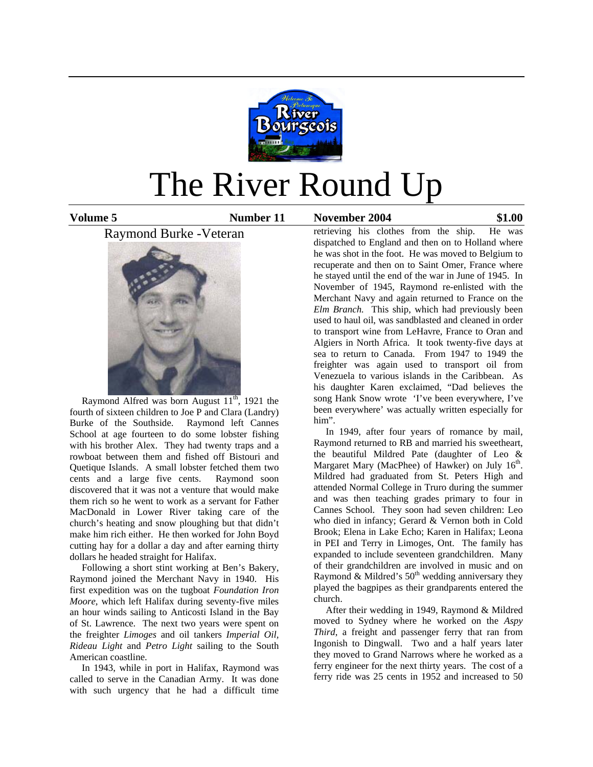# The River Round Up

**Volume 5** **Number 11** **November 2004** **$1.00**

## Raymond Burke -Veteran

Raymond Alfred was born August 11th, 1921 the fourth of sixteen children to Joe P and Clara (Landry) Burke of the Southside. Raymond left Cannes School at age fourteen to do some lobster fishing with his brother Alex. They had twenty traps and a rowboat between them and fished off Bistouri and Quetique Islands. A small lobster fetched them two cents and a large five cents. Raymond soon discovered that it was not a venture that would make them rich so he went to work as a servant for Father MacDonald in Lower River taking care of the church's heating and snow ploughing but that didn't make him rich either. He then worked for John Boyd cutting hay for a dollar a day and after earning thirty dollars he headed straight for Halifax.

Following a short stint working at Ben's Bakery, Raymond joined the Merchant Navy in 1940. His first expedition was on the tugboat *Foundation Iron Moore,* which left Halifax during seventy-five miles an hour winds sailing to Anticosti Island in the Bay of St. Lawrence. The next two years were spent on the freighter *Limoges* and oil tankers *Imperial Oil*, *Rideau Light* and *Petro Light* sailing to the South American coastline.

In 1943, while in port in Halifax, Raymond was called to serve in the Canadian Army. It was done with such urgency that he had a difficult time retrieving his clothes from the ship. He was dispatched to England and then on to Holland where he was shot in the foot. He was moved to Belgium to recuperate and then on to Saint Omer, France where he stayed until the end of the war in June of 1945. In November of 1945, Raymond re-enlisted with the Merchant Navy and again returned to France on the *Elm Branch.* This ship, which had previously been used to haul oil, was sandblasted and cleaned in order to transport wine from LeHavre, France to Oran and Algiers in North Africa. It took twenty-five days at sea to return to Canada. From 1947 to 1949 the freighter was again used to transport oil from Venezuela to various islands in the Caribbean. As his daughter Karen exclaimed, "Dad believes the song Hank Snow wrote 'I've been everywhere, I've been everywhere' was actually written especially for him".

In 1949, after four years of romance by mail, Raymond returned to RB and married his sweetheart, the beautiful Mildred Pate (daughter of Leo & Margaret Mary (MacPhee) of Hawker) on July 16th. Mildred had graduated from St. Peters High and attended Normal College in Truro during the summer and was then teaching grades primary to four in Cannes School. They soon had seven children: Leo who died in infancy; Gerard & Vernon both in Cold Brook; Elena in Lake Echo; Karen in Halifax; Leona in PEI and Terry in Limoges, Ont. The family has expanded to include seventeen grandchildren. Many of their grandchildren are involved in music and on Raymond & Mildred's 50th wedding anniversary they played the bagpipes as their grandparents entered the church.

After their wedding in 1949, Raymond & Mildred moved to Sydney where he worked on the *Aspy Third*, a freight and passenger ferry that ran from Ingonish to Dingwall. Two and a half years later they moved to Grand Narrows where he worked as a ferry engineer for the next thirty years. The cost of a ferry ride was 25 cents in 1952 and increased to 50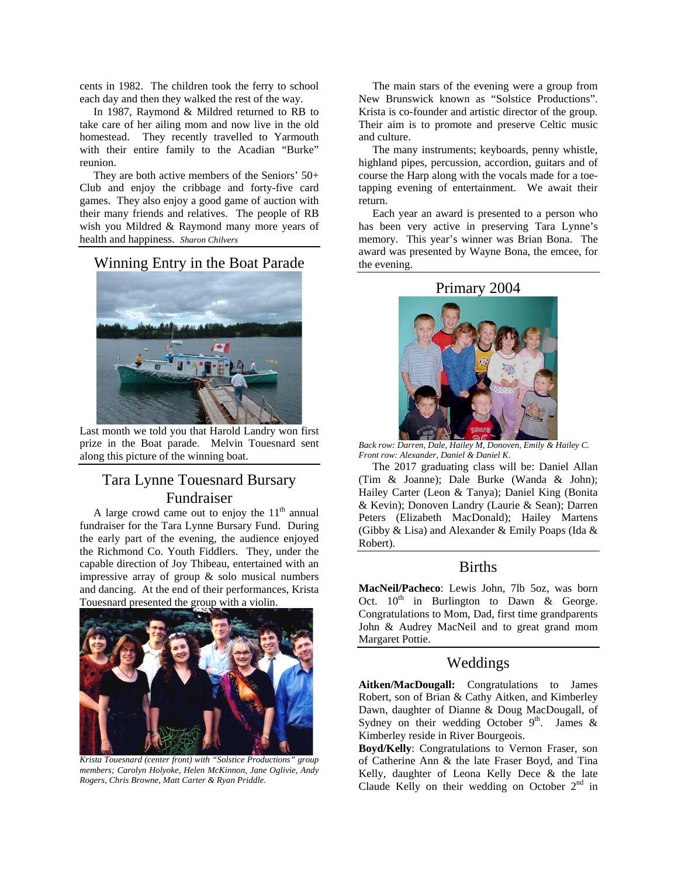cents in 1982. The children took the ferry to school each day and then they walked the rest of the way.

In 1987, Raymond & Mildred returned to RB to take care of her ailing mom and now live in the old homestead. They recently travelled to Yarmouth with their entire family to the Acadian "Burke" reunion.

They are both active members of the Seniors' 50+ Club and enjoy the cribbage and forty-five card games. They also enjoy a good game of auction with their many friends and relatives. The people of RB wish you Mildred & Raymond many more years of health and happiness. *Sharon Chilvers*

## Winning Entry in the Boat Parade

Last month we told you that Harold Landry won first prize in the Boat parade. Melvin Touesnard sent along this picture of the winning boat.

## Tara Lynne Touesnard Bursary Fundraiser

A large crowd came out to enjoy the 11th annual fundraiser for the Tara Lynne Bursary Fund. During the early part of the evening, the audience enjoyed the Richmond Co. Youth Fiddlers. They, under the capable direction of Joy Thibeau, entertained with an impressive array of group & solo musical numbers and dancing. At the end of their performances, Krista Touesnard presented the group with a violin.

*Krista Touesnard (center front) with "Solstice Productions" group members; Carolyn Holyoke, Helen McKinnon, Jane Oglivie, Andy Rogers, Chris Browne, Matt Carter & Ryan Priddle.*

The main stars of the evening were a group from New Brunswick known as "Solstice Productions". Krista is co-founder and artistic director of the group. Their aim is to promote and preserve Celtic music and culture.

The many instruments; keyboards, penny whistle, highland pipes, percussion, accordion, guitars and of course the Harp along with the vocals made for a toe-tapping evening of entertainment. We await their return.

Each year an award is presented to a person who has been very active in preserving Tara Lynne's memory. This year's winner was Brian Bona. The award was presented by Wayne Bona, the emcee, for the evening.

## Primary 2004

*Back row: Darren, Dale, Hailey M, Donoven, Emily & Hailey C. Front row: Alexander, Daniel & Daniel K.*

The 2017 graduating class will be: Daniel Allan (Tim & Joanne); Dale Burke (Wanda & John); Hailey Carter (Leon & Tanya); Daniel King (Bonita & Kevin); Donoven Landry (Laurie & Sean); Darren Peters (Elizabeth MacDonald); Hailey Martens (Gibby & Lisa) and Alexander & Emily Poaps (Ida & Robert).

## Births

**MacNeil/Pacheco**: Lewis John, 7lb 5oz, was born Oct. 10th in Burlington to Dawn & George. Congratulations to Mom, Dad, first time grandparents John & Audrey MacNeil and to great grand mom Margaret Pottie.

## Weddings

**Aitken/MacDougall:** Congratulations to James Robert, son of Brian & Cathy Aitken, and Kimberley Dawn, daughter of Dianne & Doug MacDougall, of Sydney on their wedding October 9th. James & Kimberley reside in River Bourgeois.

**Boyd/Kelly**: Congratulations to Vernon Fraser, son of Catherine Ann & the late Fraser Boyd, and Tina Kelly, daughter of Leona Kelly Dece & the late Claude Kelly on their wedding on October 2nd in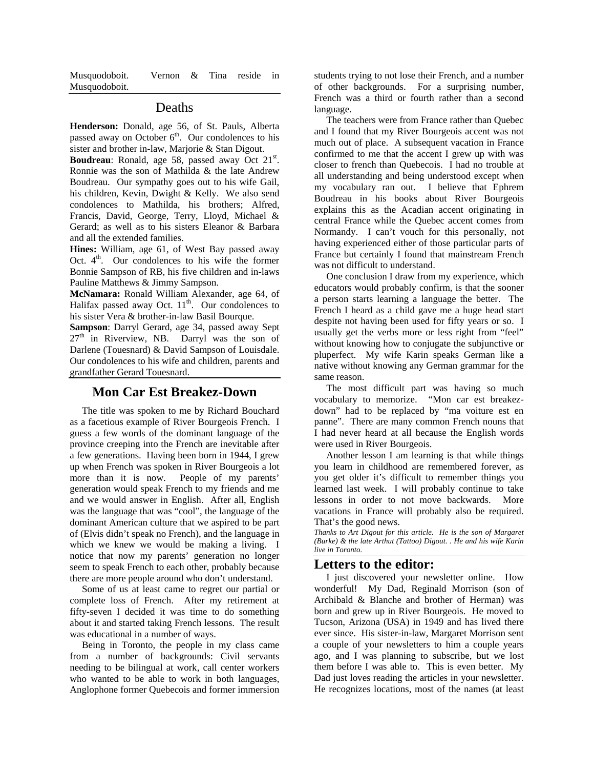Musquodoboit. Vernon & Tina reside in Musquodoboit.

## Deaths

**Henderson:** Donald, age 56, of St. Pauls, Alberta passed away on October 6th. Our condolences to his sister and brother in-law, Marjorie & Stan Digout.

**Boudreau**: Ronald, age 58, passed away Oct 21st. Ronnie was the son of Mathilda & the late Andrew Boudreau. Our sympathy goes out to his wife Gail, his children, Kevin, Dwight & Kelly. We also send condolences to Mathilda, his brothers; Alfred, Francis, David, George, Terry, Lloyd, Michael & Gerard; as well as to his sisters Eleanor & Barbara and all the extended families.

**Hines:** William, age 61, of West Bay passed away Oct. 4th. Our condolences to his wife the former Bonnie Sampson of RB, his five children and in-laws Pauline Matthews & Jimmy Sampson.

**McNamara:** Ronald William Alexander, age 64, of Halifax passed away Oct. 11th. Our condolences to his sister Vera & brother-in-law Basil Bourque.

**Sampson**: Darryl Gerard, age 34, passed away Sept 27th in Riverview, NB. Darryl was the son of Darlene (Touesnard) & David Sampson of Louisdale. Our condolences to his wife and children, parents and grandfather Gerard Touesnard.

## Mon Car Est Breakez-Down

The title was spoken to me by Richard Bouchard as a facetious example of River Bourgeois French. I guess a few words of the dominant language of the province creeping into the French are inevitable after a few generations. Having been born in 1944, I grew up when French was spoken in River Bourgeois a lot more than it is now. People of my parents' generation would speak French to my friends and me and we would answer in English. After all, English was the language that was "cool", the language of the dominant American culture that we aspired to be part of (Elvis didn't speak no French), and the language in which we knew we would be making a living. I notice that now my parents' generation no longer seem to speak French to each other, probably because there are more people around who don't understand.

Some of us at least came to regret our partial or complete loss of French. After my retirement at fifty-seven I decided it was time to do something about it and started taking French lessons. The result was educational in a number of ways.

Being in Toronto, the people in my class came from a number of backgrounds: Civil servants needing to be bilingual at work, call center workers who wanted to be able to work in both languages, Anglophone former Quebecois and former immersion students trying to not lose their French, and a number of other backgrounds. For a surprising number, French was a third or fourth rather than a second language.

The teachers were from France rather than Quebec and I found that my River Bourgeois accent was not much out of place. A subsequent vacation in France confirmed to me that the accent I grew up with was closer to french than Quebecois. I had no trouble at all understanding and being understood except when my vocabulary ran out. I believe that Ephrem Boudreau in his books about River Bourgeois explains this as the Acadian accent originating in central France while the Quebec accent comes from Normandy. I can't vouch for this personally, not having experienced either of those particular parts of France but certainly I found that mainstream French was not difficult to understand.

One conclusion I draw from my experience, which educators would probably confirm, is that the sooner a person starts learning a language the better. The French I heard as a child gave me a huge head start despite not having been used for fifty years or so. I usually get the verbs more or less right from "feel" without knowing how to conjugate the subjunctive or pluperfect. My wife Karin speaks German like a native without knowing any German grammar for the same reason.

The most difficult part was having so much vocabulary to memorize. "Mon car est breakez-down" had to be replaced by "ma voiture est en panne". There are many common French nouns that I had never heard at all because the English words were used in River Bourgeois.

Another lesson I am learning is that while things you learn in childhood are remembered forever, as you get older it's difficult to remember things you learned last week. I will probably continue to take lessons in order to not move backwards. More vacations in France will probably also be required. That's the good news.

*Thanks to Art Digout for this article. He is the son of Margaret (Burke) & the late Arthut (Tattoo) Digout. . He and his wife Karin live in Toronto.*

## Letters to the editor:

I just discovered your newsletter online. How wonderful! My Dad, Reginald Morrison (son of Archibald & Blanche and brother of Herman) was born and grew up in River Bourgeois. He moved to Tucson, Arizona (USA) in 1949 and has lived there ever since. His sister-in-law, Margaret Morrison sent a couple of your newsletters to him a couple years ago, and I was planning to subscribe, but we lost them before I was able to. This is even better. My Dad just loves reading the articles in your newsletter. He recognizes locations, most of the names (at least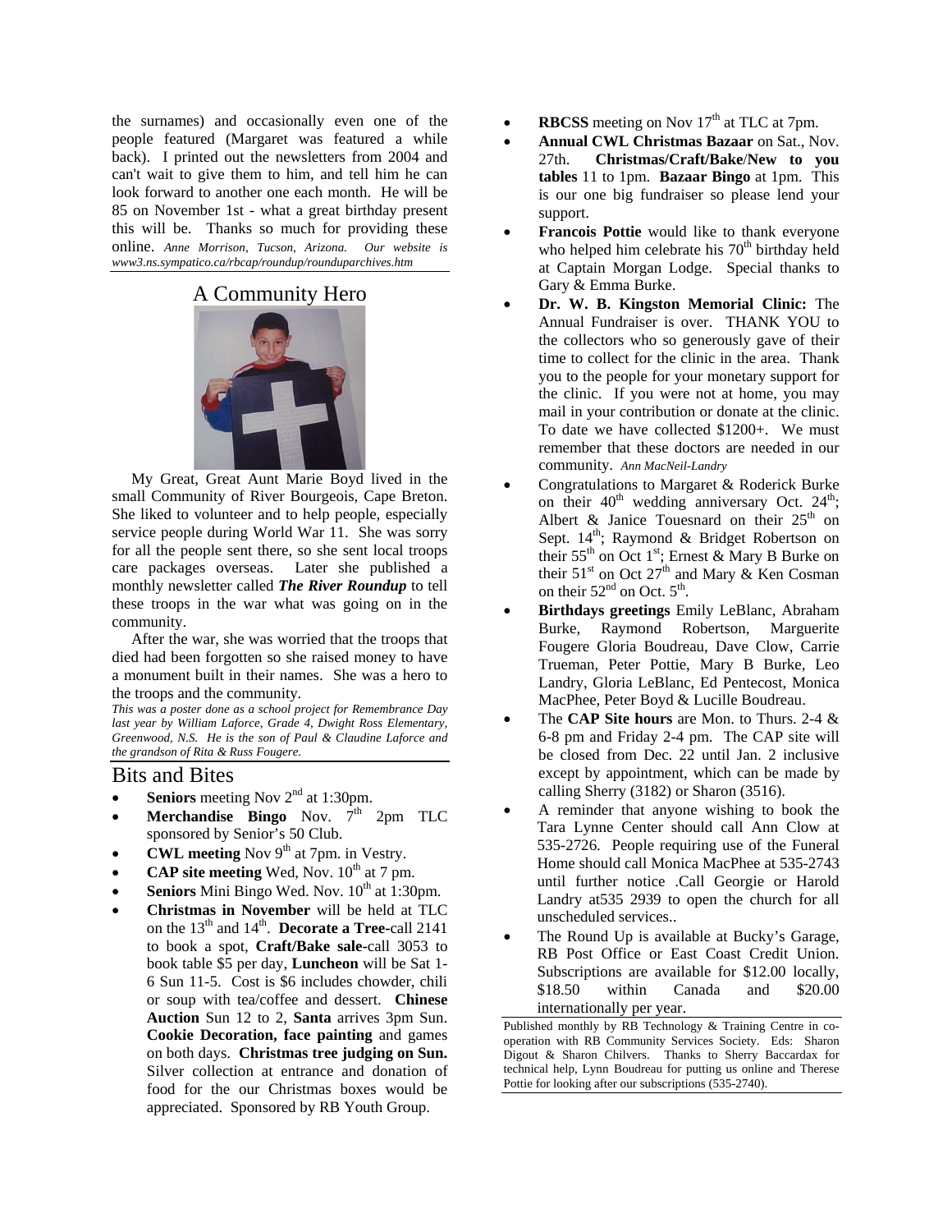the surnames) and occasionally even one of the people featured (Margaret was featured a while back). I printed out the newsletters from 2004 and can't wait to give them to him, and tell him he can look forward to another one each month. He will be 85 on November 1st - what a great birthday present this will be. Thanks so much for providing these online. *Anne Morrison, Tucson, Arizona. Our website is www3.ns.sympatico.ca/rbcap/roundup/rounduparchives.htm*

## A Community Hero

My Great, Great Aunt Marie Boyd lived in the small Community of River Bourgeois, Cape Breton. She liked to volunteer and to help people, especially service people during World War 11. She was sorry for all the people sent there, so she sent local troops care packages overseas. Later she published a monthly newsletter called ***The River Roundup*** to tell these troops in the war what was going on in the community.

After the war, she was worried that the troops that died had been forgotten so she raised money to have a monument built in their names. She was a hero to the troops and the community.

*This was a poster done as a school project for Remembrance Day last year by William Laforce, Grade 4, Dwight Ross Elementary, Greenwood, N.S. He is the son of Paul & Claudine Laforce and the grandson of Rita & Russ Fougere.*

## Bits and Bites

- **Seniors** meeting Nov 2nd at 1:30pm.
- **Merchandise Bingo** Nov. 7th 2pm TLC sponsored by Senior's 50 Club.
- **CWL meeting** Nov 9th at 7pm. in Vestry.
- **CAP site meeting** Wed, Nov. 10th at 7 pm.
- **Seniors** Mini Bingo Wed. Nov. 10th at 1:30pm.
- **Christmas in November** will be held at TLC on the 13th and 14th. **Decorate a Tree**-call 2141 to book a spot, **Craft/Bake sale**-call 3053 to book table $5 per day, **Luncheon** will be Sat 1-6 Sun 11-5. Cost is $6 includes chowder, chili or soup with tea/coffee and dessert. **Chinese Auction** Sun 12 to 2, **Santa** arrives 3pm Sun. **Cookie Decoration, face painting** and games on both days. **Christmas tree judging on Sun.** Silver collection at entrance and donation of food for the our Christmas boxes would be appreciated. Sponsored by RB Youth Group.
- **RBCSS** meeting on Nov 17th at TLC at 7pm.
- **Annual CWL Christmas Bazaar** on Sat., Nov. 27th. **Christmas/Craft/Bake/New to you tables** 11 to 1pm. **Bazaar Bingo** at 1pm. This is our one big fundraiser so please lend your support.
- **Francois Pottie** would like to thank everyone who helped him celebrate his 70th birthday held at Captain Morgan Lodge. Special thanks to Gary & Emma Burke.
- **Dr. W. B. Kingston Memorial Clinic:** The Annual Fundraiser is over. THANK YOU to the collectors who so generously gave of their time to collect for the clinic in the area. Thank you to the people for your monetary support for the clinic. If you were not at home, you may mail in your contribution or donate at the clinic. To date we have collected $1200+. We must remember that these doctors are needed in our community. *Ann MacNeil-Landry*
- Congratulations to Margaret & Roderick Burke on their 40th wedding anniversary Oct. 24th; Albert & Janice Touesnard on their 25th on Sept. 14th; Raymond & Bridget Robertson on their 55th on Oct 1st; Ernest & Mary B Burke on their 51st on Oct 27th and Mary & Ken Cosman on their 52nd on Oct. 5th.
- **Birthdays greetings** Emily LeBlanc, Abraham Burke, Raymond Robertson, Marguerite Fougere Gloria Boudreau, Dave Clow, Carrie Trueman, Peter Pottie, Mary B Burke, Leo Landry, Gloria LeBlanc, Ed Pentecost, Monica MacPhee, Peter Boyd & Lucille Boudreau.
- The **CAP Site hours** are Mon. to Thurs. 2-4 & 6-8 pm and Friday 2-4 pm. The CAP site will be closed from Dec. 22 until Jan. 2 inclusive except by appointment, which can be made by calling Sherry (3182) or Sharon (3516).
- A reminder that anyone wishing to book the Tara Lynne Center should call Ann Clow at 535-2726. People requiring use of the Funeral Home should call Monica MacPhee at 535-2743 until further notice .Call Georgie or Harold Landry at535 2939 to open the church for all unscheduled services..
- The Round Up is available at Bucky's Garage, RB Post Office or East Coast Credit Union. Subscriptions are available for $12.00 locally, $18.50 within Canada and $20.00 internationally per year.

Published monthly by RB Technology & Training Centre in co-operation with RB Community Services Society. Eds: Sharon Digout & Sharon Chilvers. Thanks to Sherry Baccardax for technical help, Lynn Boudreau for putting us online and Therese Pottie for looking after our subscriptions (535-2740).